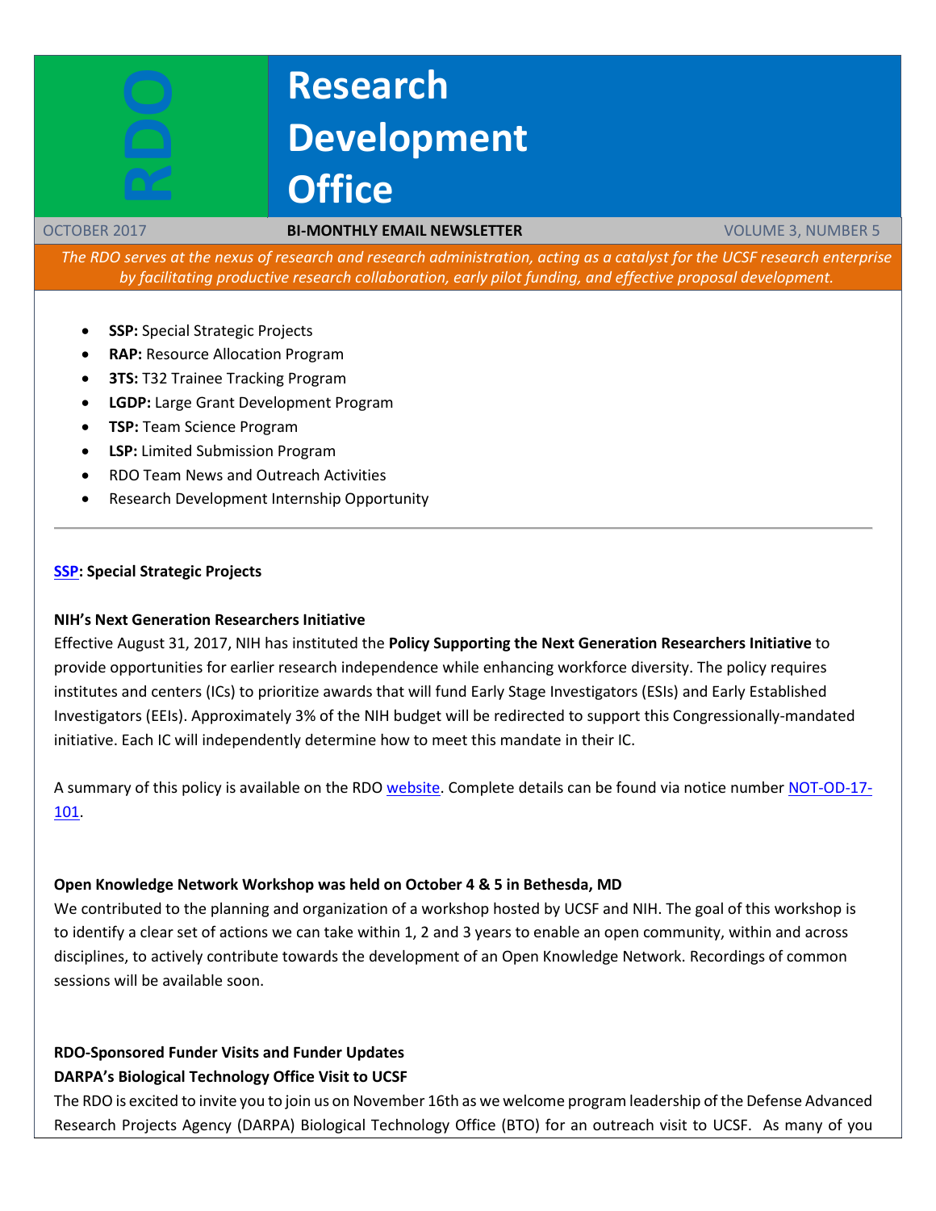# RDO

# Research Development Office

OCTOBER 2017 | **BI-MONTHLY EMAIL NEWSLETTER** | VOLUME 3, NUMBER 5

*The RDO serves at the nexus of research and research administration, acting as a catalyst for the UCSF research enterprise by facilitating productive research collaboration, early pilot funding, and effective proposal development.*

- **SSP:** Special Strategic Projects
- **RAP:** Resource Allocation Program
- **3TS:** T32 Trainee Tracking Program
- **LGDP:** Large Grant Development Program
- **TSP:** Team Science Program
- **LSP:** Limited Submission Program
- RDO Team News and Outreach Activities
- Research Development Internship Opportunity

---

## SSP: Special Strategic Projects

### NIH's Next Generation Researchers Initiative

Effective August 31, 2017, NIH has instituted the **Policy Supporting the Next Generation Researchers Initiative** to provide opportunities for earlier research independence while enhancing workforce diversity. The policy requires institutes and centers (ICs) to prioritize awards that will fund Early Stage Investigators (ESIs) and Early Established Investigators (EEIs). Approximately 3% of the NIH budget will be redirected to support this Congressionally-mandated initiative. Each IC will independently determine how to meet this mandate in their IC.

A summary of this policy is available on the RDO website. Complete details can be found via notice number NOT-OD-17-101.

### Open Knowledge Network Workshop was held on October 4 & 5 in Bethesda, MD

We contributed to the planning and organization of a workshop hosted by UCSF and NIH. The goal of this workshop is to identify a clear set of actions we can take within 1, 2 and 3 years to enable an open community, within and across disciplines, to actively contribute towards the development of an Open Knowledge Network. Recordings of common sessions will be available soon.

### RDO-Sponsored Funder Visits and Funder Updates

**DARPA's Biological Technology Office Visit to UCSF**

The RDO is excited to invite you to join us on November 16th as we welcome program leadership of the Defense Advanced Research Projects Agency (DARPA) Biological Technology Office (BTO) for an outreach visit to UCSF. As many of you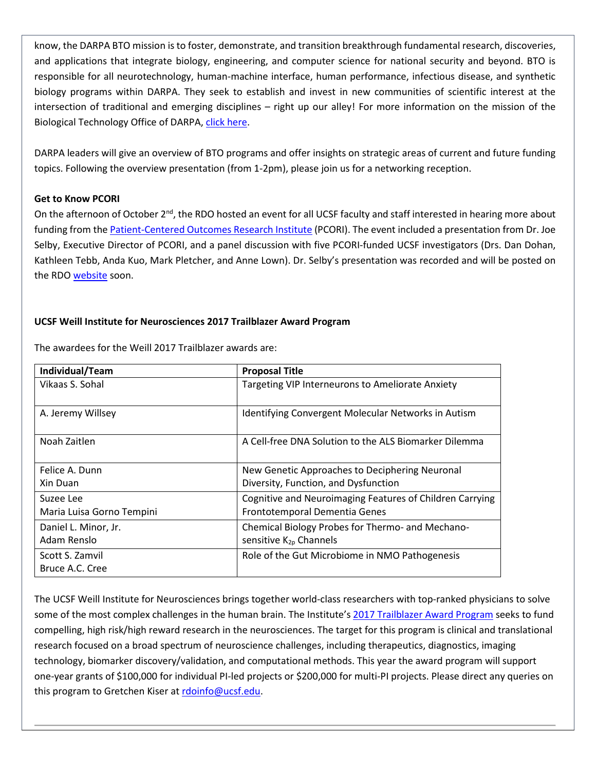know, the DARPA BTO mission is to foster, demonstrate, and transition breakthrough fundamental research, discoveries, and applications that integrate biology, engineering, and computer science for national security and beyond. BTO is responsible for all neurotechnology, human-machine interface, human performance, infectious disease, and synthetic biology programs within DARPA. They seek to establish and invest in new communities of scientific interest at the intersection of traditional and emerging disciplines – right up our alley! For more information on the mission of the Biological Technology Office of DARPA, click here.

DARPA leaders will give an overview of BTO programs and offer insights on strategic areas of current and future funding topics. Following the overview presentation (from 1-2pm), please join us for a networking reception.

**Get to Know PCORI**

On the afternoon of October 2nd, the RDO hosted an event for all UCSF faculty and staff interested in hearing more about funding from the Patient-Centered Outcomes Research Institute (PCORI). The event included a presentation from Dr. Joe Selby, Executive Director of PCORI, and a panel discussion with five PCORI-funded UCSF investigators (Drs. Dan Dohan, Kathleen Tebb, Anda Kuo, Mark Pletcher, and Anne Lown). Dr. Selby's presentation was recorded and will be posted on the RDO website soon.

**UCSF Weill Institute for Neurosciences 2017 Trailblazer Award Program**

The awardees for the Weill 2017 Trailblazer awards are:

| Individual/Team | Proposal Title |
|---|---|
| Vikaas S. Sohal | Targeting VIP Interneurons to Ameliorate Anxiety |
| A. Jeremy Willsey | Identifying Convergent Molecular Networks in Autism |
| Noah Zaitlen | A Cell-free DNA Solution to the ALS Biomarker Dilemma |
| Felice A. Dunn<br>Xin Duan | New Genetic Approaches to Deciphering Neuronal Diversity, Function, and Dysfunction |
| Suzee Lee<br>Maria Luisa Gorno Tempini | Cognitive and Neuroimaging Features of Children Carrying Frontotemporal Dementia Genes |
| Daniel L. Minor, Jr.<br>Adam Renslo | Chemical Biology Probes for Thermo- and Mechano-sensitive $K_{2p}$ Channels |
| Scott S. Zamvil<br>Bruce A.C. Cree | Role of the Gut Microbiome in NMO Pathogenesis |

The UCSF Weill Institute for Neurosciences brings together world-class researchers with top-ranked physicians to solve some of the most complex challenges in the human brain. The Institute's 2017 Trailblazer Award Program seeks to fund compelling, high risk/high reward research in the neurosciences. The target for this program is clinical and translational research focused on a broad spectrum of neuroscience challenges, including therapeutics, diagnostics, imaging technology, biomarker discovery/validation, and computational methods. This year the award program will support one-year grants of $100,000 for individual PI-led projects or $200,000 for multi-PI projects. Please direct any queries on this program to Gretchen Kiser at rdoinfo@ucsf.edu.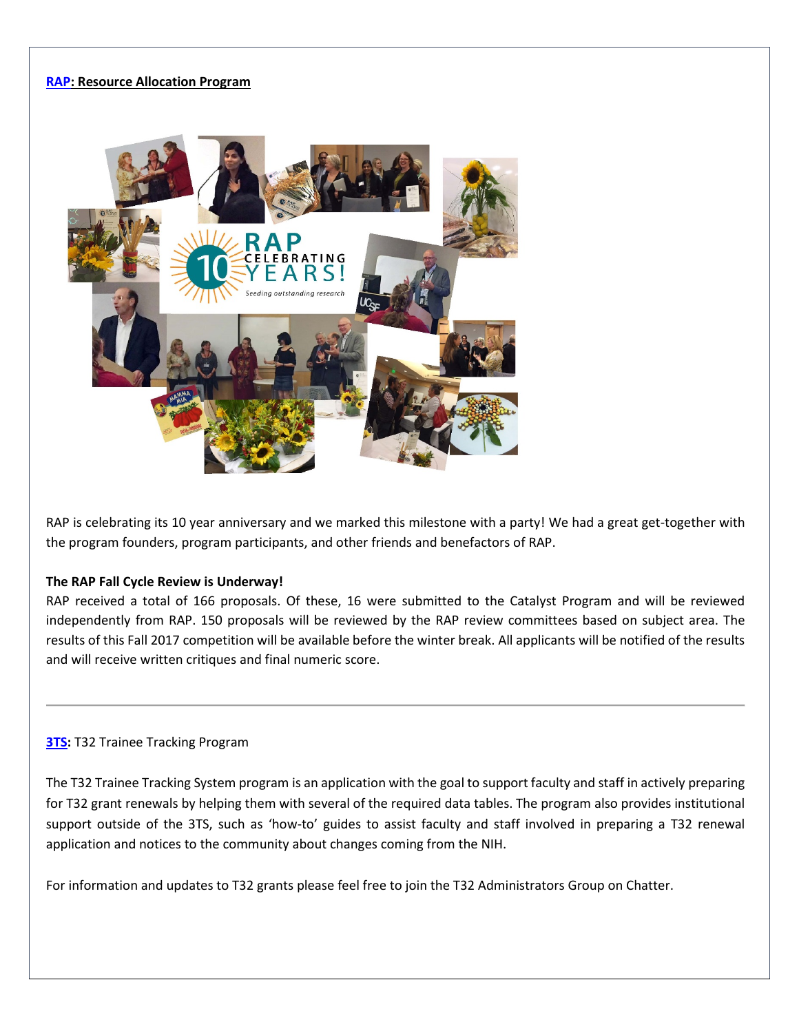**[RAP](#): Resource Allocation Program**

RAP is celebrating its 10 year anniversary and we marked this milestone with a party! We had a great get-together with the program founders, program participants, and other friends and benefactors of RAP.

**The RAP Fall Cycle Review is Underway!**

RAP received a total of 166 proposals. Of these, 16 were submitted to the Catalyst Program and will be reviewed independently from RAP. 150 proposals will be reviewed by the RAP review committees based on subject area. The results of this Fall 2017 competition will be available before the winter break. All applicants will be notified of the results and will receive written critiques and final numeric score.

---

**[3TS](#):** T32 Trainee Tracking Program

The T32 Trainee Tracking System program is an application with the goal to support faculty and staff in actively preparing for T32 grant renewals by helping them with several of the required data tables. The program also provides institutional support outside of the 3TS, such as 'how-to' guides to assist faculty and staff involved in preparing a T32 renewal application and notices to the community about changes coming from the NIH.

For information and updates to T32 grants please feel free to join the T32 Administrators Group on Chatter.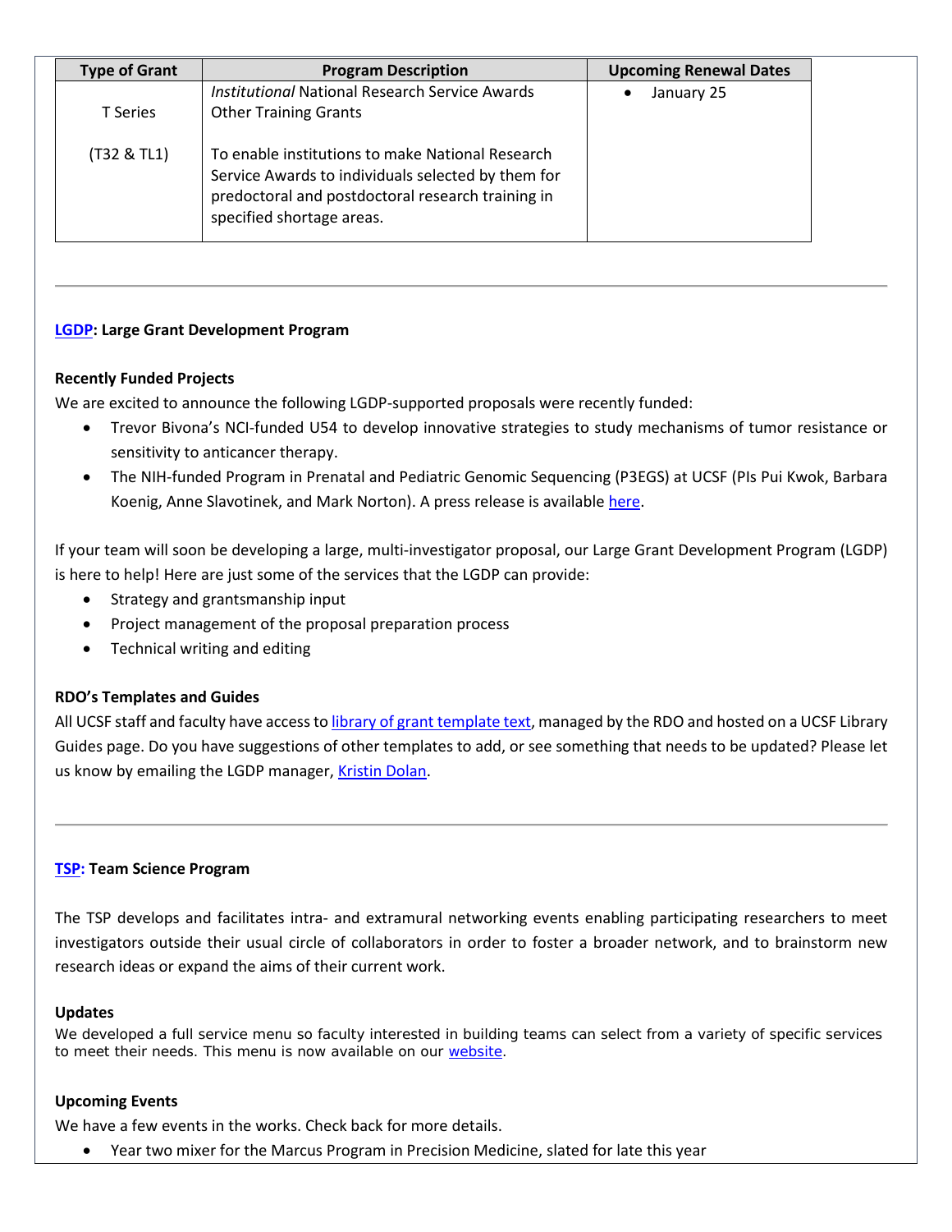| Type of Grant | Program Description | Upcoming Renewal Dates |
| --- | --- | --- |
| T Series<br><br>(T32 & TL1) | *Institutional* National Research Service Awards Other Training Grants<br><br>To enable institutions to make National Research Service Awards to individuals selected by them for predoctoral and postdoctoral research training in specified shortage areas. | • January 25 |

---

### LGDP: Large Grant Development Program

**Recently Funded Projects**

We are excited to announce the following LGDP-supported proposals were recently funded:

- Trevor Bivona's NCI-funded U54 to develop innovative strategies to study mechanisms of tumor resistance or sensitivity to anticancer therapy.
- The NIH-funded Program in Prenatal and Pediatric Genomic Sequencing (P3EGS) at UCSF (PIs Pui Kwok, Barbara Koenig, Anne Slavotinek, and Mark Norton). A press release is available here.

If your team will soon be developing a large, multi-investigator proposal, our Large Grant Development Program (LGDP) is here to help! Here are just some of the services that the LGDP can provide:

- Strategy and grantsmanship input
- Project management of the proposal preparation process
- Technical writing and editing

**RDO's Templates and Guides**

All UCSF staff and faculty have access to library of grant template text, managed by the RDO and hosted on a UCSF Library Guides page. Do you have suggestions of other templates to add, or see something that needs to be updated? Please let us know by emailing the LGDP manager, Kristin Dolan.

---

### TSP: Team Science Program

The TSP develops and facilitates intra- and extramural networking events enabling participating researchers to meet investigators outside their usual circle of collaborators in order to foster a broader network, and to brainstorm new research ideas or expand the aims of their current work.

**Updates**

We developed a full service menu so faculty interested in building teams can select from a variety of specific services to meet their needs. This menu is now available on our website.

**Upcoming Events**

We have a few events in the works. Check back for more details.

- Year two mixer for the Marcus Program in Precision Medicine, slated for late this year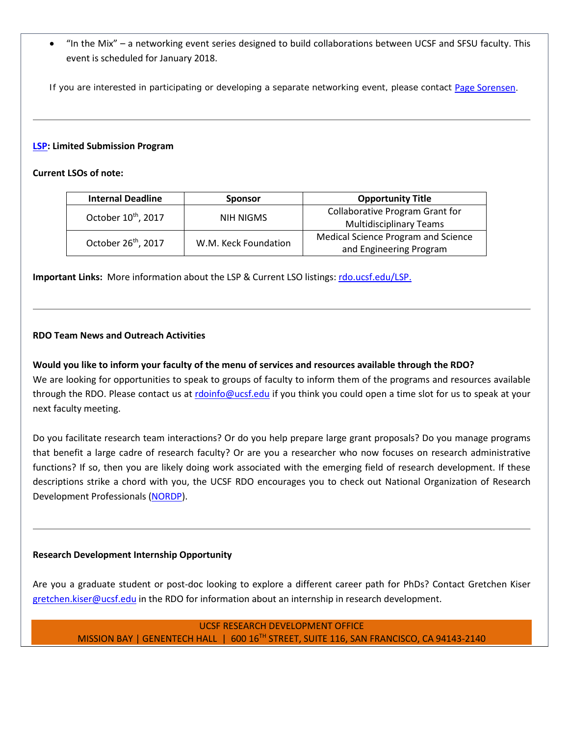- "In the Mix" – a networking event series designed to build collaborations between UCSF and SFSU faculty. This event is scheduled for January 2018.

If you are interested in participating or developing a separate networking event, please contact Page Sorensen.

---

**LSP: Limited Submission Program**

**Current LSOs of note:**

| Internal Deadline | Sponsor | Opportunity Title |
|---|---|---|
| October 10th, 2017 | NIH NIGMS | Collaborative Program Grant for Multidisciplinary Teams |
| October 26th, 2017 | W.M. Keck Foundation | Medical Science Program and Science and Engineering Program |

**Important Links:** More information about the LSP & Current LSO listings: rdo.ucsf.edu/LSP.

---

**RDO Team News and Outreach Activities**

**Would you like to inform your faculty of the menu of services and resources available through the RDO?**
We are looking for opportunities to speak to groups of faculty to inform them of the programs and resources available through the RDO. Please contact us at rdoinfo@ucsf.edu if you think you could open a time slot for us to speak at your next faculty meeting.

Do you facilitate research team interactions? Or do you help prepare large grant proposals? Do you manage programs that benefit a large cadre of research faculty? Or are you a researcher who now focuses on research administrative functions? If so, then you are likely doing work associated with the emerging field of research development. If these descriptions strike a chord with you, the UCSF RDO encourages you to check out National Organization of Research Development Professionals (NORDP).

---

**Research Development Internship Opportunity**

Are you a graduate student or post-doc looking to explore a different career path for PhDs? Contact Gretchen Kiser gretchen.kiser@ucsf.edu in the RDO for information about an internship in research development.

UCSF RESEARCH DEVELOPMENT OFFICE
MISSION BAY | GENENTECH HALL | 600 16TH STREET, SUITE 116, SAN FRANCISCO, CA 94143-2140